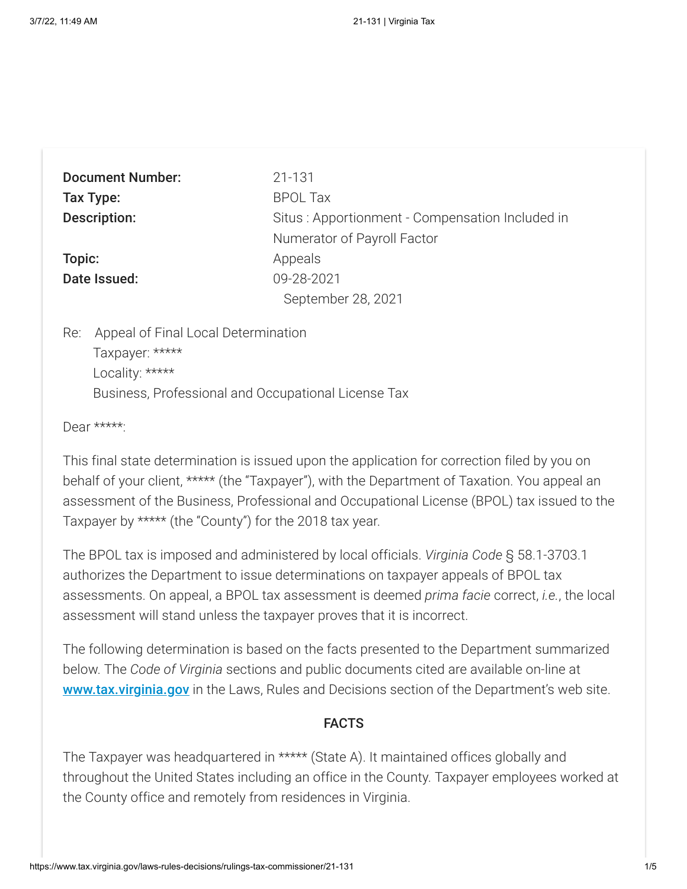| | |
|---|---|
| **Document Number:** | 21-131 |
| **Tax Type:** | BPOL Tax |
| **Description:** | Situs : Apportionment - Compensation Included in Numerator of Payroll Factor |
| **Topic:** | Appeals |
| **Date Issued:** | 09-28-2021 |

September 28, 2021

Re: Appeal of Final Local Determination
Taxpayer: *****
Locality: *****
Business, Professional and Occupational License Tax

Dear *****:

This final state determination is issued upon the application for correction filed by you on behalf of your client, ***** (the "Taxpayer"), with the Department of Taxation. You appeal an assessment of the Business, Professional and Occupational License (BPOL) tax issued to the Taxpayer by ***** (the "County") for the 2018 tax year.

The BPOL tax is imposed and administered by local officials. *Virginia Code* § 58.1-3703.1 authorizes the Department to issue determinations on taxpayer appeals of BPOL tax assessments. On appeal, a BPOL tax assessment is deemed *prima facie* correct, *i.e.*, the local assessment will stand unless the taxpayer proves that it is incorrect.

The following determination is based on the facts presented to the Department summarized below. The *Code of Virginia* sections and public documents cited are available on-line at **www.tax.virginia.gov** in the Laws, Rules and Decisions section of the Department's web site.

## FACTS

The Taxpayer was headquartered in ***** (State A). It maintained offices globally and throughout the United States including an office in the County. Taxpayer employees worked at the County office and remotely from residences in Virginia.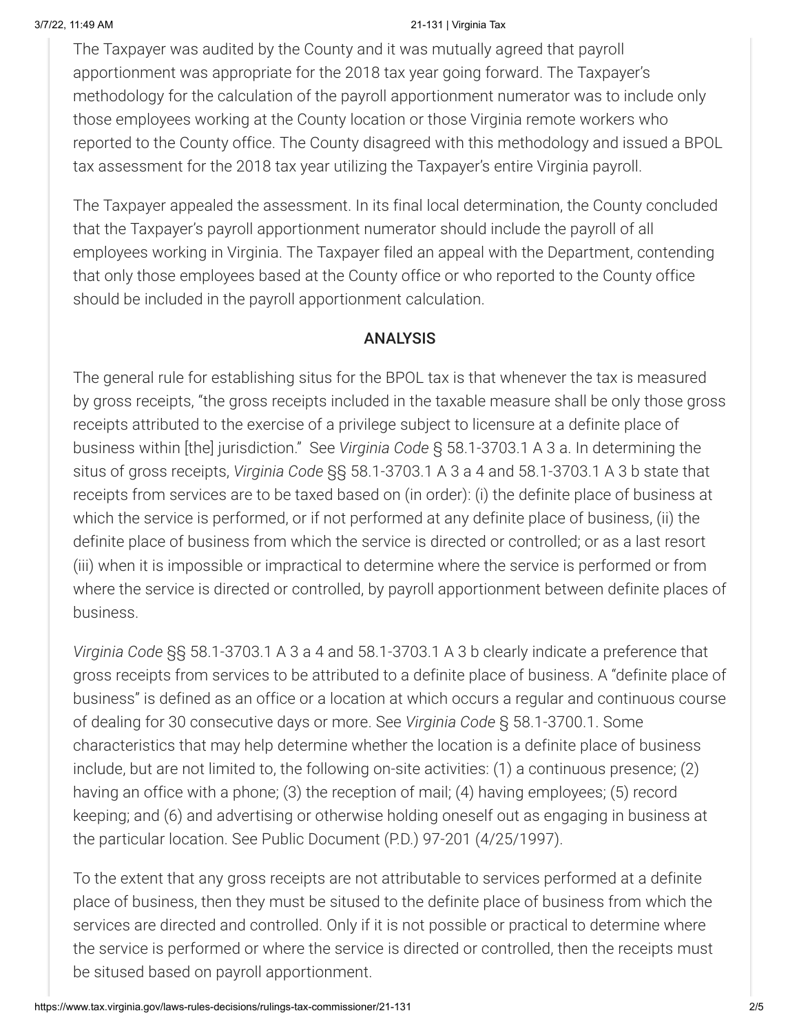The Taxpayer was audited by the County and it was mutually agreed that payroll apportionment was appropriate for the 2018 tax year going forward. The Taxpayer's methodology for the calculation of the payroll apportionment numerator was to include only those employees working at the County location or those Virginia remote workers who reported to the County office. The County disagreed with this methodology and issued a BPOL tax assessment for the 2018 tax year utilizing the Taxpayer's entire Virginia payroll.

The Taxpayer appealed the assessment. In its final local determination, the County concluded that the Taxpayer's payroll apportionment numerator should include the payroll of all employees working in Virginia. The Taxpayer filed an appeal with the Department, contending that only those employees based at the County office or who reported to the County office should be included in the payroll apportionment calculation.

## ANALYSIS

The general rule for establishing situs for the BPOL tax is that whenever the tax is measured by gross receipts, "the gross receipts included in the taxable measure shall be only those gross receipts attributed to the exercise of a privilege subject to licensure at a definite place of business within [the] jurisdiction." See *Virginia Code* § 58.1-3703.1 A 3 a. In determining the situs of gross receipts, *Virginia Code* §§ 58.1-3703.1 A 3 a 4 and 58.1-3703.1 A 3 b state that receipts from services are to be taxed based on (in order): (i) the definite place of business at which the service is performed, or if not performed at any definite place of business, (ii) the definite place of business from which the service is directed or controlled; or as a last resort (iii) when it is impossible or impractical to determine where the service is performed or from where the service is directed or controlled, by payroll apportionment between definite places of business.

*Virginia Code* §§ 58.1-3703.1 A 3 a 4 and 58.1-3703.1 A 3 b clearly indicate a preference that gross receipts from services to be attributed to a definite place of business. A "definite place of business" is defined as an office or a location at which occurs a regular and continuous course of dealing for 30 consecutive days or more. See *Virginia Code* § 58.1-3700.1. Some characteristics that may help determine whether the location is a definite place of business include, but are not limited to, the following on-site activities: (1) a continuous presence; (2) having an office with a phone; (3) the reception of mail; (4) having employees; (5) record keeping; and (6) and advertising or otherwise holding oneself out as engaging in business at the particular location. See Public Document (P.D.) 97-201 (4/25/1997).

To the extent that any gross receipts are not attributable to services performed at a definite place of business, then they must be sitused to the definite place of business from which the services are directed and controlled. Only if it is not possible or practical to determine where the service is performed or where the service is directed or controlled, then the receipts must be sitused based on payroll apportionment.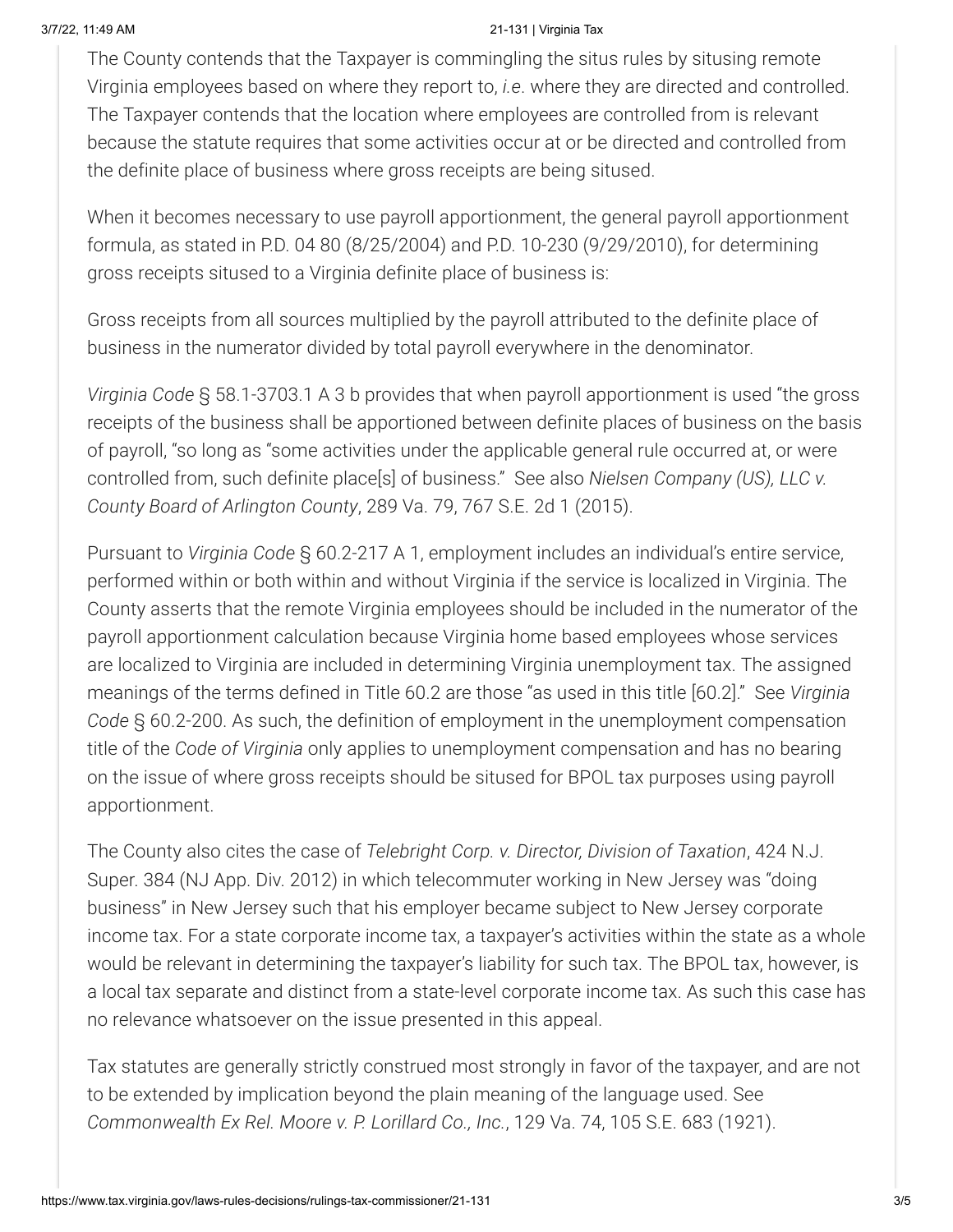The County contends that the Taxpayer is commingling the situs rules by situsing remote Virginia employees based on where they report to, *i.e.* where they are directed and controlled. The Taxpayer contends that the location where employees are controlled from is relevant because the statute requires that some activities occur at or be directed and controlled from the definite place of business where gross receipts are being sitused.

When it becomes necessary to use payroll apportionment, the general payroll apportionment formula, as stated in P.D. 04 80 (8/25/2004) and P.D. 10-230 (9/29/2010), for determining gross receipts sitused to a Virginia definite place of business is:

Gross receipts from all sources multiplied by the payroll attributed to the definite place of business in the numerator divided by total payroll everywhere in the denominator.

*Virginia Code* § 58.1-3703.1 A 3 b provides that when payroll apportionment is used "the gross receipts of the business shall be apportioned between definite places of business on the basis of payroll, "so long as "some activities under the applicable general rule occurred at, or were controlled from, such definite place[s] of business." See also *Nielsen Company (US), LLC v. County Board of Arlington County*, 289 Va. 79, 767 S.E. 2d 1 (2015).

Pursuant to *Virginia Code* § 60.2-217 A 1, employment includes an individual's entire service, performed within or both within and without Virginia if the service is localized in Virginia. The County asserts that the remote Virginia employees should be included in the numerator of the payroll apportionment calculation because Virginia home based employees whose services are localized to Virginia are included in determining Virginia unemployment tax. The assigned meanings of the terms defined in Title 60.2 are those "as used in this title [60.2]." See *Virginia Code* § 60.2-200. As such, the definition of employment in the unemployment compensation title of the *Code of Virginia* only applies to unemployment compensation and has no bearing on the issue of where gross receipts should be sitused for BPOL tax purposes using payroll apportionment.

The County also cites the case of *Telebright Corp. v. Director, Division of Taxation*, 424 N.J. Super. 384 (NJ App. Div. 2012) in which telecommuter working in New Jersey was "doing business" in New Jersey such that his employer became subject to New Jersey corporate income tax. For a state corporate income tax, a taxpayer's activities within the state as a whole would be relevant in determining the taxpayer's liability for such tax. The BPOL tax, however, is a local tax separate and distinct from a state-level corporate income tax. As such this case has no relevance whatsoever on the issue presented in this appeal.

Tax statutes are generally strictly construed most strongly in favor of the taxpayer, and are not to be extended by implication beyond the plain meaning of the language used. See *Commonwealth Ex Rel. Moore v. P. Lorillard Co., Inc.*, 129 Va. 74, 105 S.E. 683 (1921).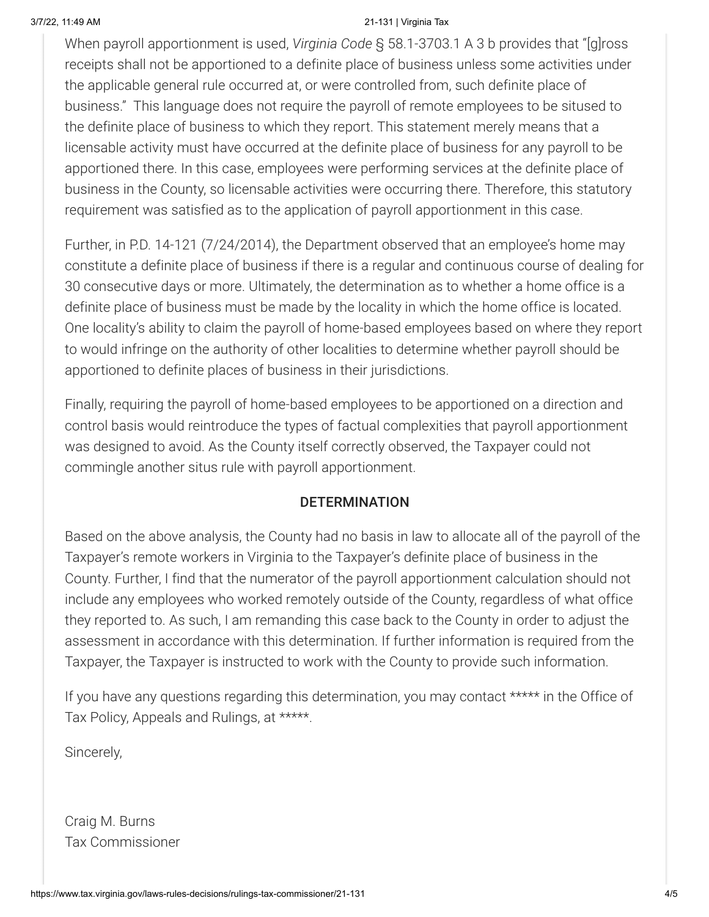When payroll apportionment is used, *Virginia Code* § 58.1-3703.1 A 3 b provides that "[g]ross receipts shall not be apportioned to a definite place of business unless some activities under the applicable general rule occurred at, or were controlled from, such definite place of business." This language does not require the payroll of remote employees to be sitused to the definite place of business to which they report. This statement merely means that a licensable activity must have occurred at the definite place of business for any payroll to be apportioned there. In this case, employees were performing services at the definite place of business in the County, so licensable activities were occurring there. Therefore, this statutory requirement was satisfied as to the application of payroll apportionment in this case.

Further, in P.D. 14-121 (7/24/2014), the Department observed that an employee's home may constitute a definite place of business if there is a regular and continuous course of dealing for 30 consecutive days or more. Ultimately, the determination as to whether a home office is a definite place of business must be made by the locality in which the home office is located. One locality's ability to claim the payroll of home-based employees based on where they report to would infringe on the authority of other localities to determine whether payroll should be apportioned to definite places of business in their jurisdictions.

Finally, requiring the payroll of home-based employees to be apportioned on a direction and control basis would reintroduce the types of factual complexities that payroll apportionment was designed to avoid. As the County itself correctly observed, the Taxpayer could not commingle another situs rule with payroll apportionment.

## DETERMINATION

Based on the above analysis, the County had no basis in law to allocate all of the payroll of the Taxpayer's remote workers in Virginia to the Taxpayer's definite place of business in the County. Further, I find that the numerator of the payroll apportionment calculation should not include any employees who worked remotely outside of the County, regardless of what office they reported to. As such, I am remanding this case back to the County in order to adjust the assessment in accordance with this determination. If further information is required from the Taxpayer, the Taxpayer is instructed to work with the County to provide such information.

If you have any questions regarding this determination, you may contact ***** in the Office of Tax Policy, Appeals and Rulings, at *****.

Sincerely,

Craig M. Burns
Tax Commissioner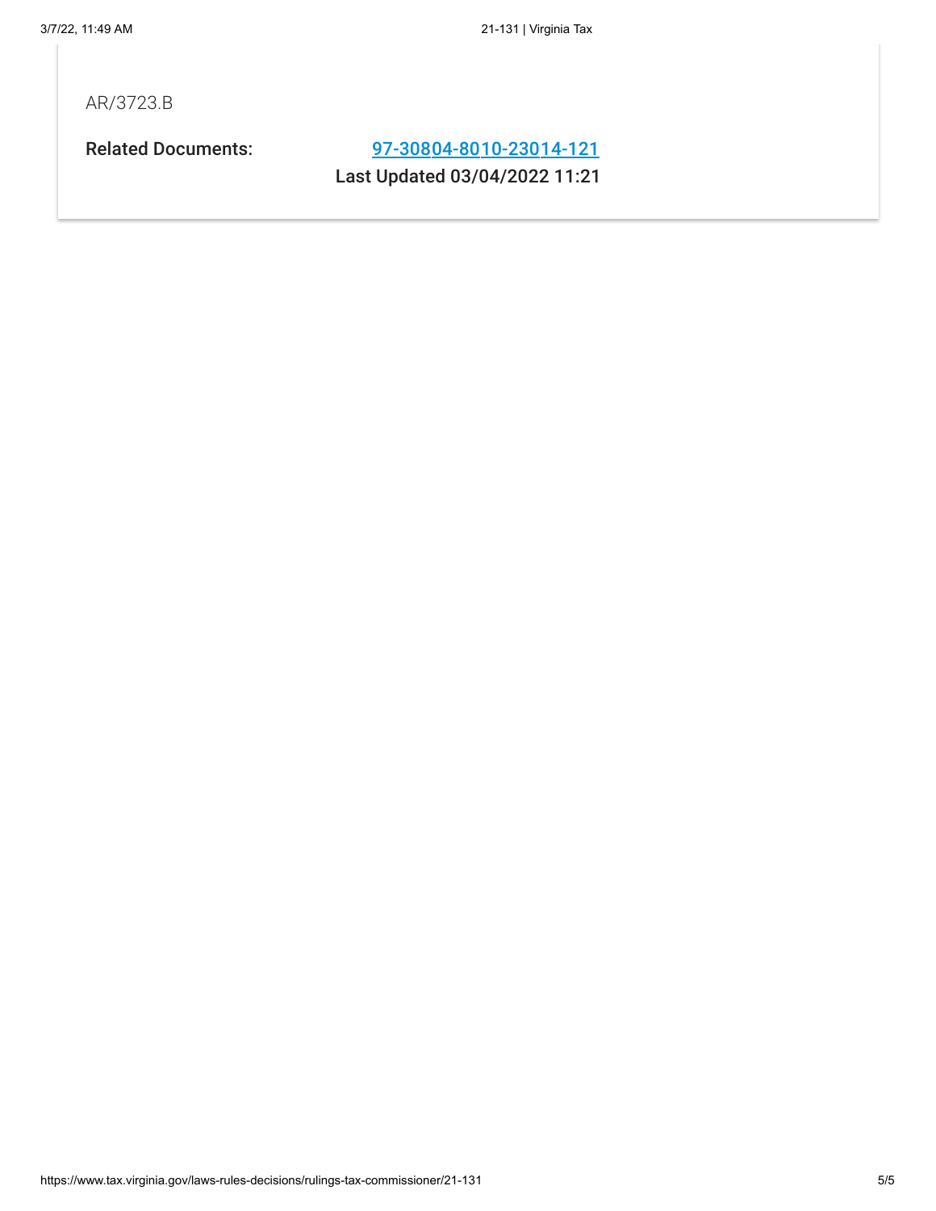AR/3723.B

**Related Documents:** [97-30804-8010-23014-121](97-30804-8010-23014-121)

**Last Updated 03/04/2022 11:21**